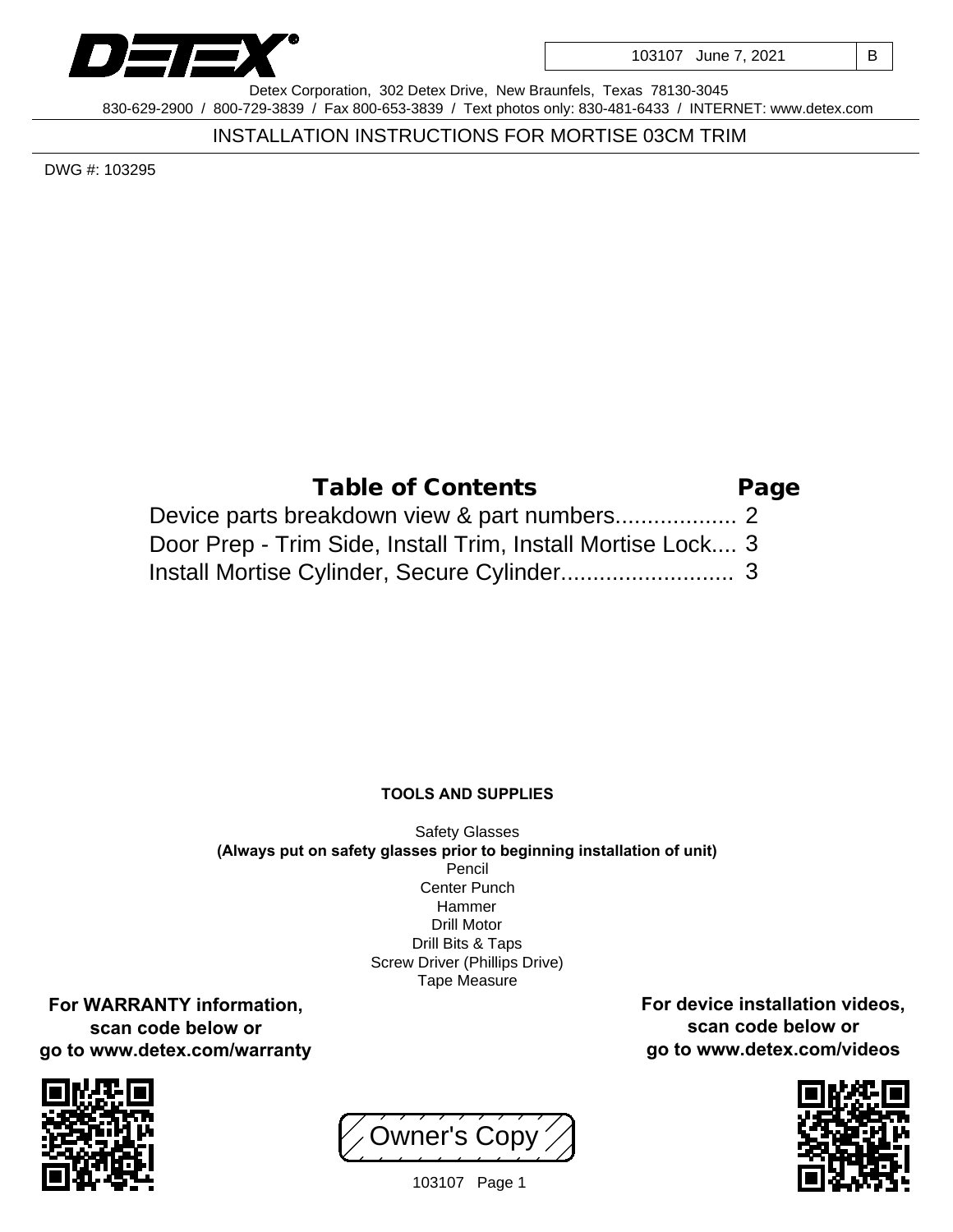103107 June 7, 2021 | B

Detex Corporation, 302 Detex Drive, New Braunfels, Texas 78130-3045
830-629-2900 / 800-729-3839 / Fax 800-653-3839 / Text photos only: 830-481-6433 / INTERNET: www.detex.com

# INSTALLATION INSTRUCTIONS FOR MORTISE 03CM TRIM

DWG #: 103295

| Table of Contents | Page |
| --- | --- |
| Device parts breakdown view & part numbers | 2 |
| Door Prep - Trim Side, Install Trim, Install Mortise Lock | 3 |
| Install Mortise Cylinder, Secure Cylinder | 3 |

**TOOLS AND SUPPLIES**

Safety Glasses
**(Always put on safety glasses prior to beginning installation of unit)**
Pencil
Center Punch
Hammer
Drill Motor
Drill Bits & Taps
Screw Driver (Phillips Drive)
Tape Measure

**For WARRANTY information, scan code below or go to www.detex.com/warranty**

**For device installation videos, scan code below or go to www.detex.com/videos**

Owner's Copy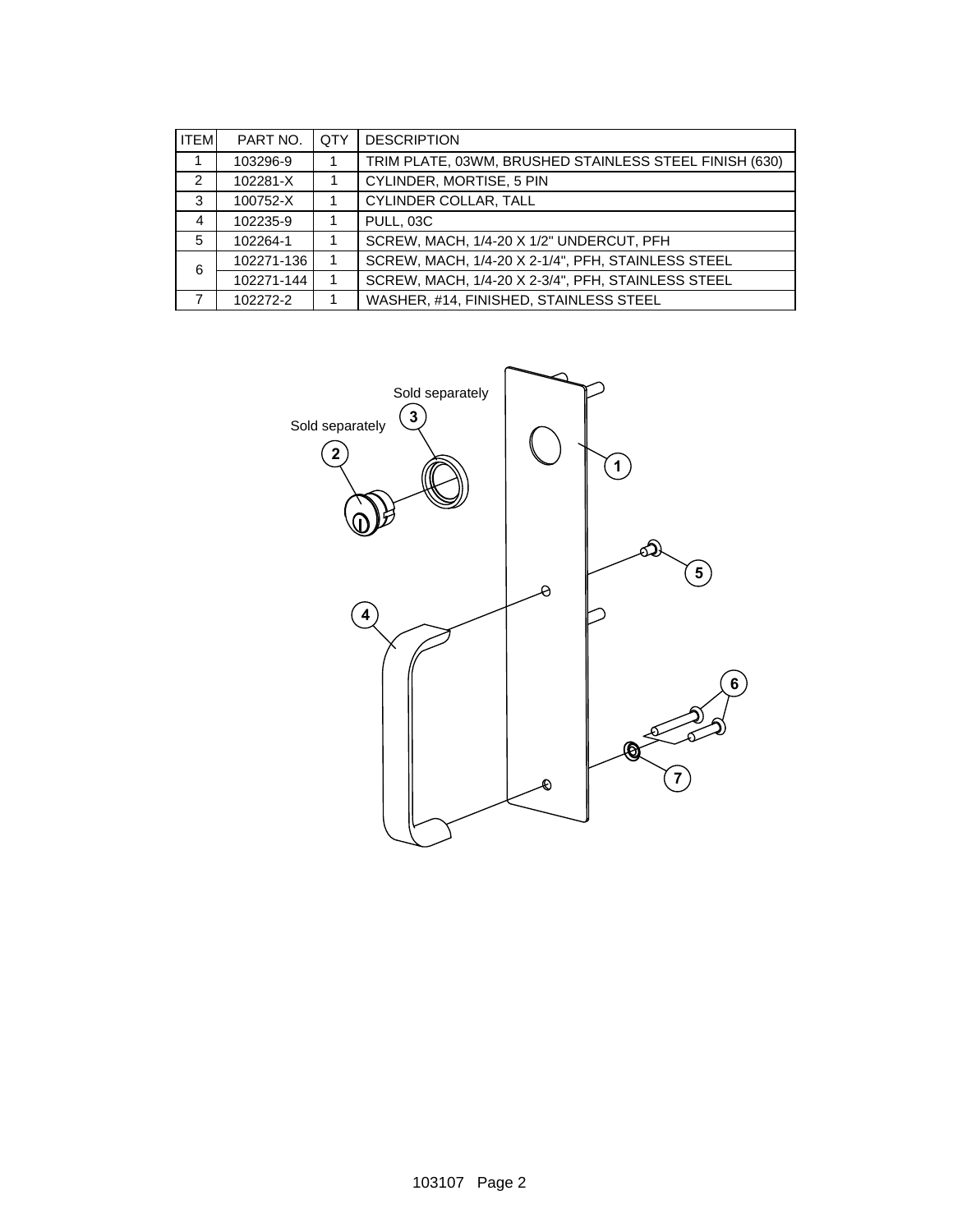| ITEM | PART NO. | QTY | DESCRIPTION |
|---|---|---|---|
| 1 | 103296-9 | 1 | TRIM PLATE, 03WM, BRUSHED STAINLESS STEEL FINISH (630) |
| 2 | 102281-X | 1 | CYLINDER, MORTISE, 5 PIN |
| 3 | 100752-X | 1 | CYLINDER COLLAR, TALL |
| 4 | 102235-9 | 1 | PULL, 03C |
| 5 | 102264-1 | 1 | SCREW, MACH, 1/4-20 X 1/2" UNDERCUT, PFH |
| 6 | 102271-136 | 1 | SCREW, MACH, 1/4-20 X 2-1/4", PFH, STAINLESS STEEL |
| | 102271-144 | 1 | SCREW, MACH, 1/4-20 X 2-3/4", PFH, STAINLESS STEEL |
| 7 | 102272-2 | 1 | WASHER, #14, FINISHED, STAINLESS STEEL |

Sold separately

Sold separately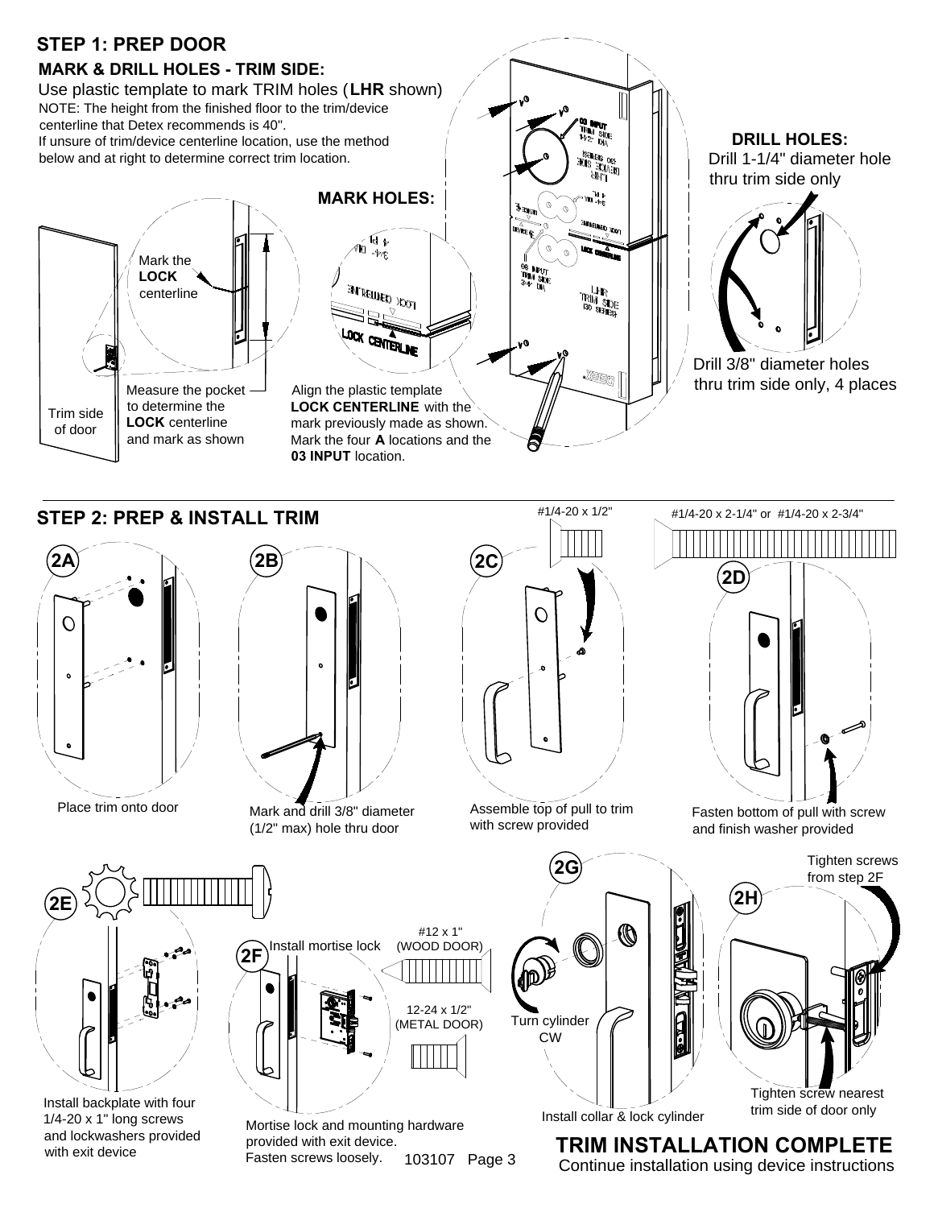## STEP 1: PREP DOOR

### MARK & DRILL HOLES - TRIM SIDE:

Use plastic template to mark TRIM holes (**LHR** shown)

NOTE: The height from the finished floor to the trim/device centerline that Detex recommends is 40".
If unsure of trim/device centerline location, use the method below and at right to determine correct trim location.

**MARK HOLES:**

Mark the **LOCK** centerline

Trim side of door

Measure the pocket to determine the **LOCK** centerline and mark as shown

Align the plastic template **LOCK CENTERLINE** with the mark previously made as shown. Mark the four **A** locations and the **03 INPUT** location.

**DRILL HOLES:**

Drill 1-1/4" diameter hole thru trim side only

Drill 3/8" diameter holes thru trim side only, 4 places

## STEP 2: PREP & INSTALL TRIM

**2A** Place trim onto door

**2B** Mark and drill 3/8" diameter (1/2" max) hole thru door

**2C** Assemble top of pull to trim with screw provided (#1/4-20 x 1/2")

**2D** Fasten bottom of pull with screw and finish washer provided (#1/4-20 x 2-1/4" or #1/4-20 x 2-3/4")

**2E** Install backplate with four 1/4-20 x 1" long screws and lockwashers provided with exit device

**2F** Install mortise lock

#12 x 1" (WOOD DOOR)

12-24 x 1/2" (METAL DOOR)

Mortise lock and mounting hardware provided with exit device. Fasten screws loosely.

**2G** Turn cylinder CW

Install collar & lock cylinder

**2H** Tighten screws from step 2F

Tighten screw nearest trim side of door only

**TRIM INSTALLATION COMPLETE**

Continue installation using device instructions

103107